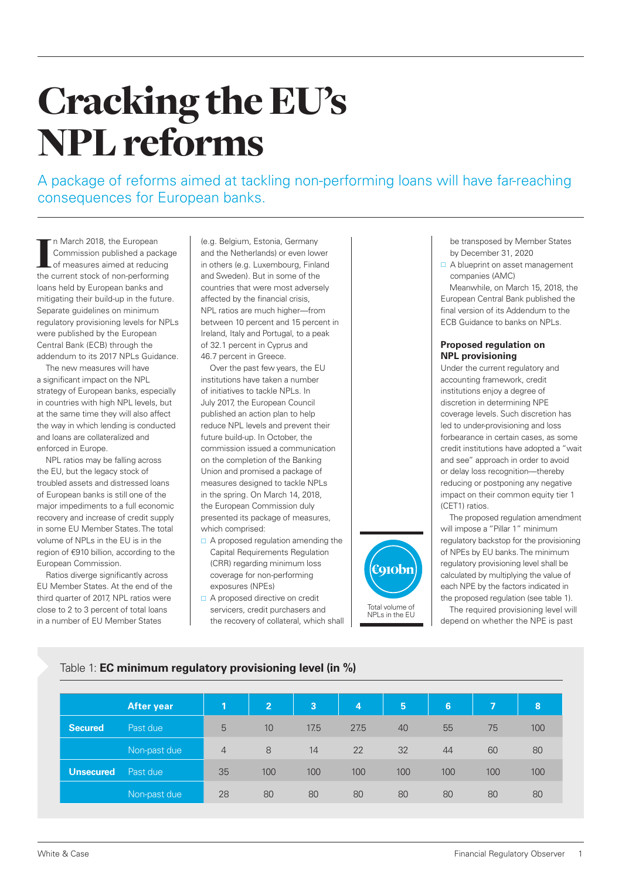# Cracking the EU's NPL reforms

A package of reforms aimed at tackling non-performing loans will have far-reaching consequences for European banks.

In March 2018, the European Commission published a package of measures aimed at reducing the current stock of non-performing loans held by European banks and mitigating their build-up in the future. Separate guidelines on minimum regulatory provisioning levels for NPLs were published by the European Central Bank (ECB) through the addendum to its 2017 NPLs Guidance.

The new measures will have a significant impact on the NPL strategy of European banks, especially in countries with high NPL levels, but at the same time they will also affect the way in which lending is conducted and loans are collateralized and enforced in Europe.

NPL ratios may be falling across the EU, but the legacy stock of troubled assets and distressed loans of European banks is still one of the major impediments to a full economic recovery and increase of credit supply in some EU Member States. The total volume of NPLs in the EU is in the region of €910 billion, according to the European Commission.

Ratios diverge significantly across EU Member States. At the end of the third quarter of 2017, NPL ratios were close to 2 to 3 percent of total loans in a number of EU Member States (e.g. Belgium, Estonia, Germany and the Netherlands) or even lower in others (e.g. Luxembourg, Finland and Sweden). But in some of the countries that were most adversely affected by the financial crisis, NPL ratios are much higher—from between 10 percent and 15 percent in Ireland, Italy and Portugal, to a peak of 32.1 percent in Cyprus and 46.7 percent in Greece.

Over the past few years, the EU institutions have taken a number of initiatives to tackle NPLs. In July 2017, the European Council published an action plan to help reduce NPL levels and prevent their future build-up. In October, the commission issued a communication on the completion of the Banking Union and promised a package of measures designed to tackle NPLs in the spring. On March 14, 2018, the European Commission duly presented its package of measures, which comprised:

- A proposed regulation amending the Capital Requirements Regulation (CRR) regarding minimum loss coverage for non-performing exposures (NPEs)
- A proposed directive on credit servicers, credit purchasers and the recovery of collateral, which shall be transposed by Member States by December 31, 2020
- A blueprint on asset management companies (AMC)

Meanwhile, on March 15, 2018, the European Central Bank published the final version of its Addendum to the ECB Guidance to banks on NPLs.

**€910bn**

Total volume of NPLs in the EU

### Proposed regulation on NPL provisioning

Under the current regulatory and accounting framework, credit institutions enjoy a degree of discretion in determining NPE coverage levels. Such discretion has led to under-provisioning and loss forbearance in certain cases, as some credit institutions have adopted a "wait and see" approach in order to avoid or delay loss recognition—thereby reducing or postponing any negative impact on their common equity tier 1 (CET1) ratios.

The proposed regulation amendment will impose a "Pillar 1" minimum regulatory backstop for the provisioning of NPEs by EU banks. The minimum regulatory provisioning level shall be calculated by multiplying the value of each NPE by the factors indicated in the proposed regulation (see table 1).

The required provisioning level will depend on whether the NPE is past

Table 1: **EC minimum regulatory provisioning level (in %)**

| | After year | 1 | 2 | 3 | 4 | 5 | 6 | 7 | 8 |
|---|---|---|---|---|---|---|---|---|---|
| **Secured** | Past due | 5 | 10 | 17.5 | 27.5 | 40 | 55 | 75 | 100 |
| | Non-past due | 4 | 8 | 14 | 22 | 32 | 44 | 60 | 80 |
| **Unsecured** | Past due | 35 | 100 | 100 | 100 | 100 | 100 | 100 | 100 |
| | Non-past due | 28 | 80 | 80 | 80 | 80 | 80 | 80 | 80 |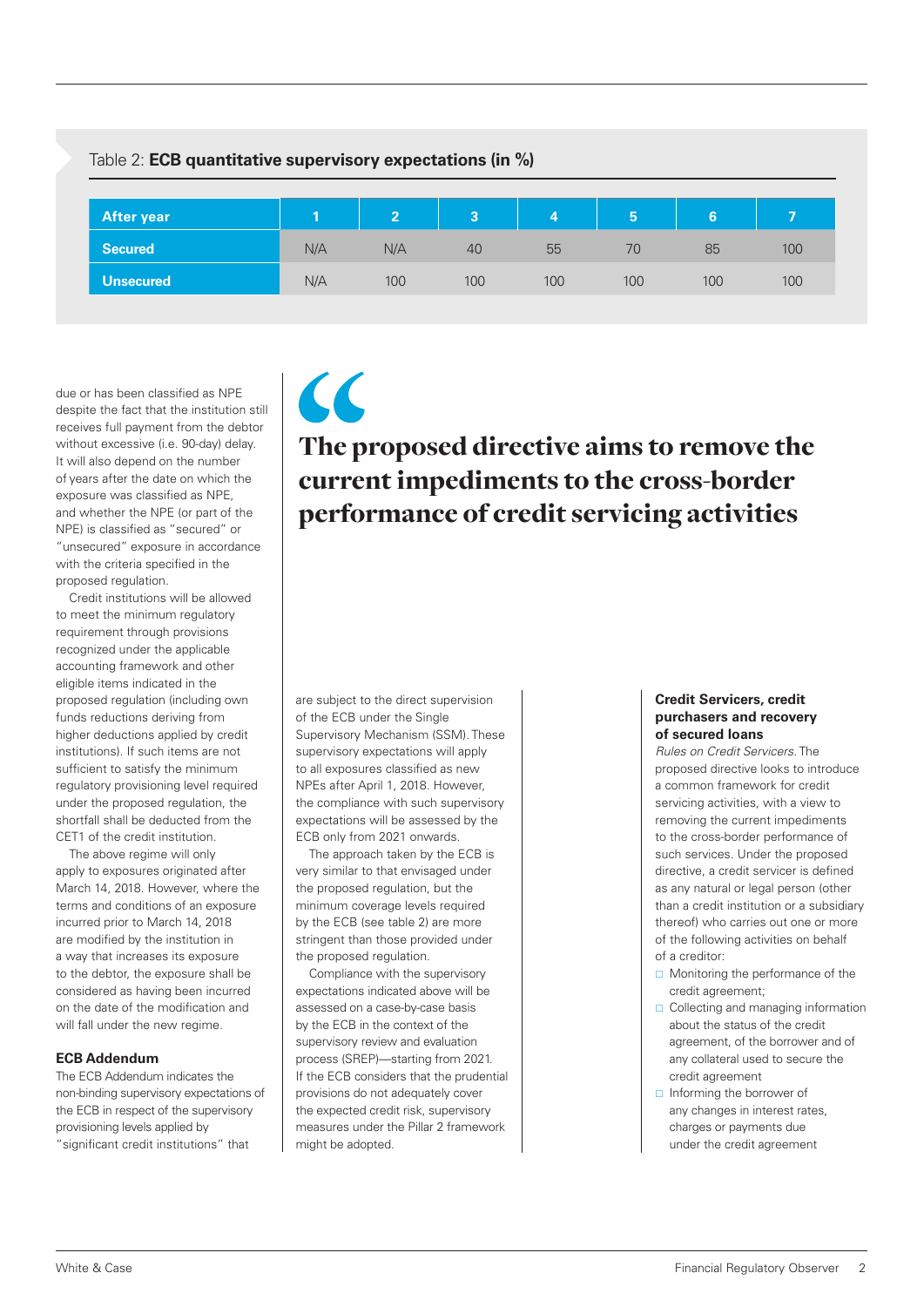Table 2: **ECB quantitative supervisory expectations (in %)**

| After year | 1 | 2 | 3 | 4 | 5 | 6 | 7 |
|---|---|---|---|---|---|---|---|
| Secured | N/A | N/A | 40 | 55 | 70 | 85 | 100 |
| Unsecured | N/A | 100 | 100 | 100 | 100 | 100 | 100 |

due or has been classified as NPE despite the fact that the institution still receives full payment from the debtor without excessive (i.e. 90-day) delay. It will also depend on the number of years after the date on which the exposure was classified as NPE, and whether the NPE (or part of the NPE) is classified as "secured" or "unsecured" exposure in accordance with the criteria specified in the proposed regulation.

Credit institutions will be allowed to meet the minimum regulatory requirement through provisions recognized under the applicable accounting framework and other eligible items indicated in the proposed regulation (including own funds reductions deriving from higher deductions applied by credit institutions). If such items are not sufficient to satisfy the minimum regulatory provisioning level required under the proposed regulation, the shortfall shall be deducted from the CET1 of the credit institution.

The above regime will only apply to exposures originated after March 14, 2018. However, where the terms and conditions of an exposure incurred prior to March 14, 2018 are modified by the institution in a way that increases its exposure to the debtor, the exposure shall be considered as having been incurred on the date of the modification and will fall under the new regime.

**ECB Addendum**

The ECB Addendum indicates the non-binding supervisory expectations of the ECB in respect of the supervisory provisioning levels applied by "significant credit institutions" that are subject to the direct supervision of the ECB under the Single Supervisory Mechanism (SSM). These supervisory expectations will apply to all exposures classified as new NPEs after April 1, 2018. However, the compliance with such supervisory expectations will be assessed by the ECB only from 2021 onwards.

The approach taken by the ECB is very similar to that envisaged under the proposed regulation, but the minimum coverage levels required by the ECB (see table 2) are more stringent than those provided under the proposed regulation.

Compliance with the supervisory expectations indicated above will be assessed on a case-by-case basis by the ECB in the context of the supervisory review and evaluation process (SREP)—starting from 2021. If the ECB considers that the prudential provisions do not adequately cover the expected credit risk, supervisory measures under the Pillar 2 framework might be adopted.

> "The proposed directive aims to remove the current impediments to the cross-border performance of credit servicing activities

**Credit Servicers, credit purchasers and recovery of secured loans**

*Rules on Credit Servicers.* The proposed directive looks to introduce a common framework for credit servicing activities, with a view to removing the current impediments to the cross-border performance of such services. Under the proposed directive, a credit servicer is defined as any natural or legal person (other than a credit institution or a subsidiary thereof) who carries out one or more of the following activities on behalf of a creditor:

- Monitoring the performance of the credit agreement;
- Collecting and managing information about the status of the credit agreement, of the borrower and of any collateral used to secure the credit agreement
- Informing the borrower of any changes in interest rates, charges or payments due under the credit agreement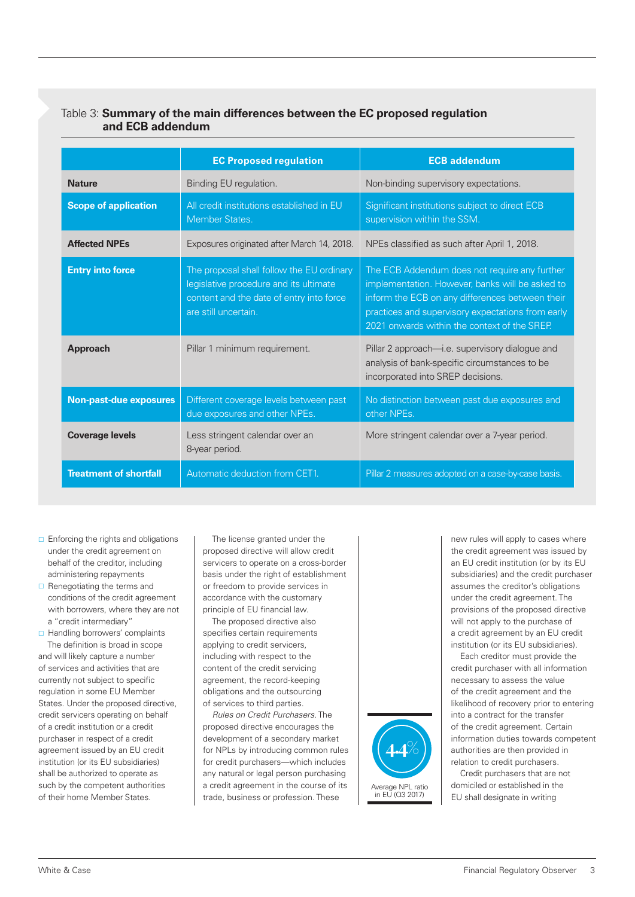Table 3: **Summary of the main differences between the EC proposed regulation and ECB addendum**

| | EC Proposed regulation | ECB addendum |
|---|---|---|
| **Nature** | Binding EU regulation. | Non-binding supervisory expectations. |
| **Scope of application** | All credit institutions established in EU Member States. | Significant institutions subject to direct ECB supervision within the SSM. |
| **Affected NPEs** | Exposures originated after March 14, 2018. | NPEs classified as such after April 1, 2018. |
| **Entry into force** | The proposal shall follow the EU ordinary legislative procedure and its ultimate content and the date of entry into force are still uncertain. | The ECB Addendum does not require any further implementation. However, banks will be asked to inform the ECB on any differences between their practices and supervisory expectations from early 2021 onwards within the context of the SREP. |
| **Approach** | Pillar 1 minimum requirement. | Pillar 2 approach—i.e. supervisory dialogue and analysis of bank-specific circumstances to be incorporated into SREP decisions. |
| **Non-past-due exposures** | Different coverage levels between past due exposures and other NPEs. | No distinction between past due exposures and other NPEs. |
| **Coverage levels** | Less stringent calendar over an 8-year period. | More stringent calendar over a 7-year period. |
| **Treatment of shortfall** | Automatic deduction from CET1. | Pillar 2 measures adopted on a case-by-case basis. |

- Enforcing the rights and obligations under the credit agreement on behalf of the creditor, including administering repayments
- Renegotiating the terms and conditions of the credit agreement with borrowers, where they are not a "credit intermediary"
- Handling borrowers' complaints

The definition is broad in scope and will likely capture a number of services and activities that are currently not subject to specific regulation in some EU Member States. Under the proposed directive, credit servicers operating on behalf of a credit institution or a credit purchaser in respect of a credit agreement issued by an EU credit institution (or its EU subsidiaries) shall be authorized to operate as such by the competent authorities of their home Member States.

The license granted under the proposed directive will allow credit servicers to operate on a cross-border basis under the right of establishment or freedom to provide services in accordance with the customary principle of EU financial law.

The proposed directive also specifies certain requirements applying to credit servicers, including with respect to the content of the credit servicing agreement, the record-keeping obligations and the outsourcing of services to third parties.

*Rules on Credit Purchasers*. The proposed directive encourages the development of a secondary market for NPLs by introducing common rules for credit purchasers—which includes any natural or legal person purchasing a credit agreement in the course of its trade, business or profession. These new rules will apply to cases where the credit agreement was issued by an EU credit institution (or by its EU subsidiaries) and the credit purchaser assumes the creditor's obligations under the credit agreement. The provisions of the proposed directive will not apply to the purchase of a credit agreement by an EU credit institution (or its EU subsidiaries).

Each creditor must provide the credit purchaser with all information necessary to assess the value of the credit agreement and the likelihood of recovery prior to entering into a contract for the transfer of the credit agreement. Certain information duties towards competent authorities are then provided in relation to credit purchasers.

Credit purchasers that are not domiciled or established in the EU shall designate in writing

**4.4%**
Average NPL ratio in EU (Q3 2017)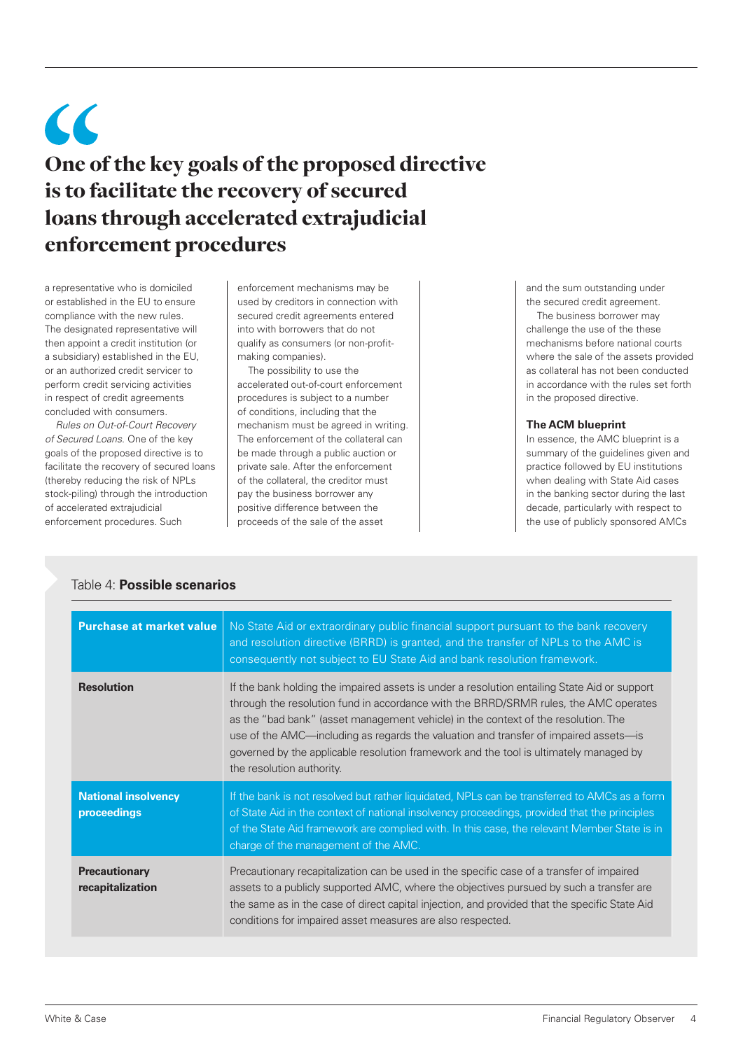> **One of the key goals of the proposed directive is to facilitate the recovery of secured loans through accelerated extrajudicial enforcement procedures**

a representative who is domiciled or established in the EU to ensure compliance with the new rules. The designated representative will then appoint a credit institution (or a subsidiary) established in the EU, or an authorized credit servicer to perform credit servicing activities in respect of credit agreements concluded with consumers.

*Rules on Out-of-Court Recovery of Secured Loans.* One of the key goals of the proposed directive is to facilitate the recovery of secured loans (thereby reducing the risk of NPLs stock-piling) through the introduction of accelerated extrajudicial enforcement procedures. Such enforcement mechanisms may be used by creditors in connection with secured credit agreements entered into with borrowers that do not qualify as consumers (or non-profit-making companies).

The possibility to use the accelerated out-of-court enforcement procedures is subject to a number of conditions, including that the mechanism must be agreed in writing. The enforcement of the collateral can be made through a public auction or private sale. After the enforcement of the collateral, the creditor must pay the business borrower any positive difference between the proceeds of the sale of the asset and the sum outstanding under the secured credit agreement.

The business borrower may challenge the use of the these mechanisms before national courts where the sale of the assets provided as collateral has not been conducted in accordance with the rules set forth in the proposed directive.

### The ACM blueprint

In essence, the AMC blueprint is a summary of the guidelines given and practice followed by EU institutions when dealing with State Aid cases in the banking sector during the last decade, particularly with respect to the use of publicly sponsored AMCs

Table 4: **Possible scenarios**

| | |
|---|---|
| **Purchase at market value** | No State Aid or extraordinary public financial support pursuant to the bank recovery and resolution directive (BRRD) is granted, and the transfer of NPLs to the AMC is consequently not subject to EU State Aid and bank resolution framework. |
| **Resolution** | If the bank holding the impaired assets is under a resolution entailing State Aid or support through the resolution fund in accordance with the BRRD/SRMR rules, the AMC operates as the "bad bank" (asset management vehicle) in the context of the resolution. The use of the AMC—including as regards the valuation and transfer of impaired assets—is governed by the applicable resolution framework and the tool is ultimately managed by the resolution authority. |
| **National insolvency proceedings** | If the bank is not resolved but rather liquidated, NPLs can be transferred to AMCs as a form of State Aid in the context of national insolvency proceedings, provided that the principles of the State Aid framework are complied with. In this case, the relevant Member State is in charge of the management of the AMC. |
| **Precautionary recapitalization** | Precautionary recapitalization can be used in the specific case of a transfer of impaired assets to a publicly supported AMC, where the objectives pursued by such a transfer are the same as in the case of direct capital injection, and provided that the specific State Aid conditions for impaired asset measures are also respected. |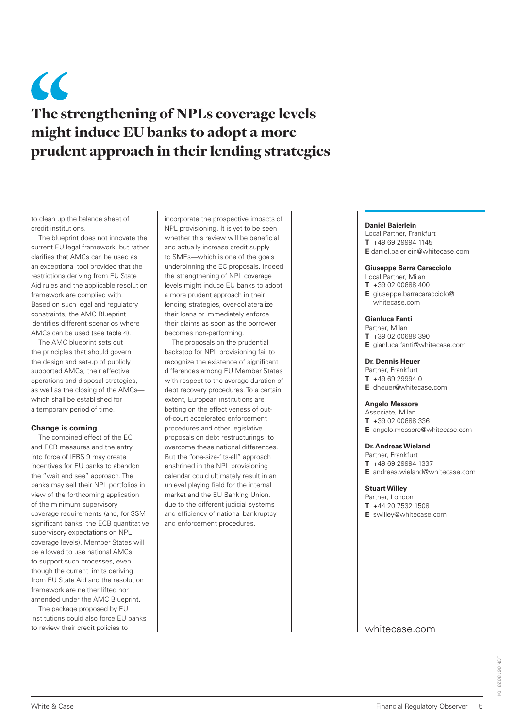> "The strengthening of NPLs coverage levels might induce EU banks to adopt a more prudent approach in their lending strategies

to clean up the balance sheet of credit institutions.

The blueprint does not innovate the current EU legal framework, but rather clarifies that AMCs can be used as an exceptional tool provided that the restrictions deriving from EU State Aid rules and the applicable resolution framework are complied with. Based on such legal and regulatory constraints, the AMC Blueprint identifies different scenarios where AMCs can be used (see table 4).

The AMC blueprint sets out the principles that should govern the design and set-up of publicly supported AMCs, their effective operations and disposal strategies, as well as the closing of the AMCs—which shall be established for a temporary period of time.

**Change is coming**

The combined effect of the EC and ECB measures and the entry into force of IFRS 9 may create incentives for EU banks to abandon the "wait and see" approach. The banks may sell their NPL portfolios in view of the forthcoming application of the minimum supervisory coverage requirements (and, for SSM significant banks, the ECB quantitative supervisory expectations on NPL coverage levels). Member States will be allowed to use national AMCs to support such processes, even though the current limits deriving from EU State Aid and the resolution framework are neither lifted nor amended under the AMC Blueprint.

The package proposed by EU institutions could also force EU banks to review their credit policies to incorporate the prospective impacts of NPL provisioning. It is yet to be seen whether this review will be beneficial and actually increase credit supply to SMEs—which is one of the goals underpinning the EC proposals. Indeed the strengthening of NPL coverage levels might induce EU banks to adopt a more prudent approach in their lending strategies, over-collateralize their loans or immediately enforce their claims as soon as the borrower becomes non-performing.

The proposals on the prudential backstop for NPL provisioning fail to recognize the existence of significant differences among EU Member States with respect to the average duration of debt recovery procedures. To a certain extent, European institutions are betting on the effectiveness of out-of-court accelerated enforcement procedures and other legislative proposals on debt restructurings to overcome these national differences. But the "one-size-fits-all" approach enshrined in the NPL provisioning calendar could ultimately result in an unlevel playing field for the internal market and the EU Banking Union, due to the different judicial systems and efficiency of national bankruptcy and enforcement procedures.

**Daniel Baierlein**
Local Partner, Frankfurt
**T** +49 69 29994 1145
**E** daniel.baierlein@whitecase.com

**Giuseppe Barra Caracciolo**
Local Partner, Milan
**T** +39 02 00688 400
**E** giuseppe.barracaracciolo@whitecase.com

**Gianluca Fanti**
Partner, Milan
**T** +39 02 00688 390
**E** gianluca.fanti@whitecase.com

**Dr. Dennis Heuer**
Partner, Frankfurt
**T** +49 69 29994 0
**E** dheuer@whitecase.com

**Angelo Messore**
Associate, Milan
**T** +39 02 00688 336
**E** angelo.messore@whitecase.com

**Dr. Andreas Wieland**
Partner, Frankfurt
**T** +49 69 29994 1337
**E** andreas.wieland@whitecase.com

**Stuart Willey**
Partner, London
**T** +44 20 7532 1508
**E** swilley@whitecase.com

whitecase.com

LON0618028_04